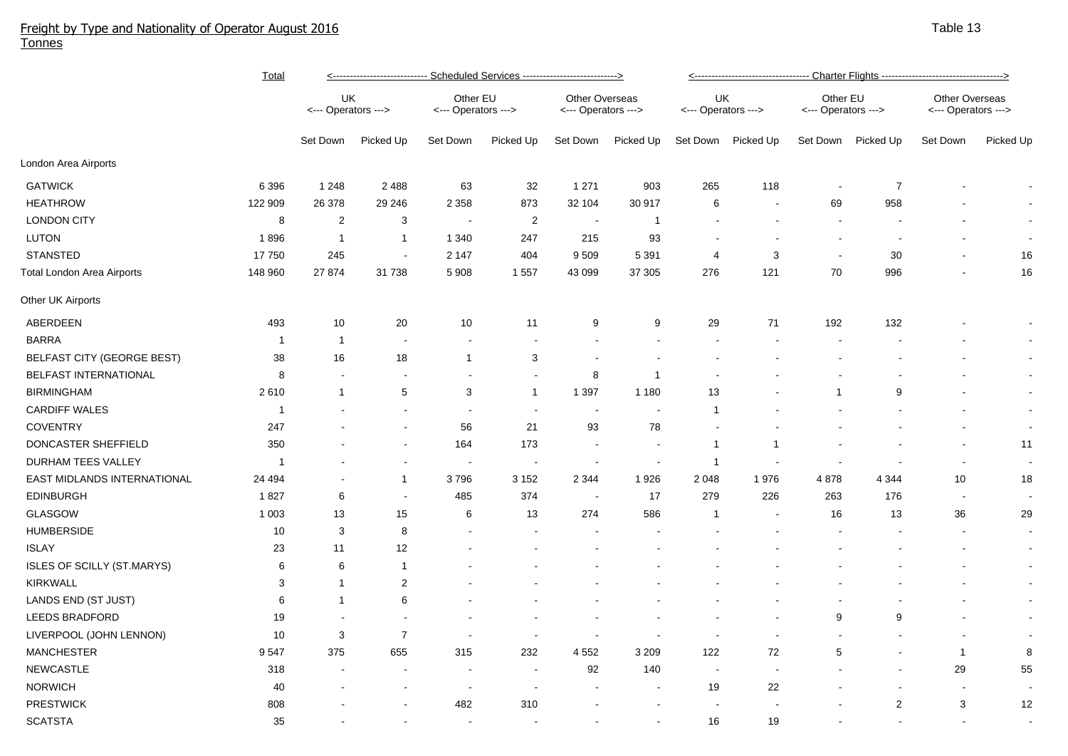# Freight by Type and Nationality of Operator August 2016

Tonnes

Table 13

| | Total | Scheduled Services | | | | | | Charter Flights | | | | | |
|---|---|---|---|---|---|---|---|---|---|---|---|---|---|
| | | UK <--- Operators ---> | | Other EU <--- Operators ---> | | Other Overseas <--- Operators ---> | | UK <--- Operators ---> | | Other EU <--- Operators ---> | | Other Overseas <--- Operators ---> | |
| | | Set Down | Picked Up | Set Down | Picked Up | Set Down | Picked Up | Set Down | Picked Up | Set Down | Picked Up | Set Down | Picked Up |
| **London Area Airports** | | | | | | | | | | | | | |
| GATWICK | 6 396 | 1 248 | 2 488 | 63 | 32 | 1 271 | 903 | 265 | 118 | - | 7 | - | - |
| HEATHROW | 122 909 | 26 378 | 29 246 | 2 358 | 873 | 32 104 | 30 917 | 6 | - | 69 | 958 | - | - |
| LONDON CITY | 8 | 2 | 3 | - | 2 | - | 1 | - | - | - | - | - | - |
| LUTON | 1 896 | 1 | 1 | 1 340 | 247 | 215 | 93 | - | - | - | - | - | - |
| STANSTED | 17 750 | 245 | - | 2 147 | 404 | 9 509 | 5 391 | 4 | 3 | - | 30 | - | 16 |
| Total London Area Airports | 148 960 | 27 874 | 31 738 | 5 908 | 1 557 | 43 099 | 37 305 | 276 | 121 | 70 | 996 | - | 16 |
| **Other UK Airports** | | | | | | | | | | | | | |
| ABERDEEN | 493 | 10 | 20 | 10 | 11 | 9 | 9 | 29 | 71 | 192 | 132 | - | - |
| BARRA | 1 | 1 | - | - | - | - | - | - | - | - | - | - | - |
| BELFAST CITY (GEORGE BEST) | 38 | 16 | 18 | 1 | 3 | - | - | - | - | - | - | - | - |
| BELFAST INTERNATIONAL | 8 | - | - | - | - | 8 | 1 | - | - | - | - | - | - |
| BIRMINGHAM | 2 610 | 1 | 5 | 3 | 1 | 1 397 | 1 180 | 13 | - | 1 | 9 | - | - |
| CARDIFF WALES | 1 | - | - | - | - | - | - | 1 | - | - | - | - | - |
| COVENTRY | 247 | - | - | 56 | 21 | 93 | 78 | - | - | - | - | - | - |
| DONCASTER SHEFFIELD | 350 | - | - | 164 | 173 | - | - | 1 | 1 | - | - | - | 11 |
| DURHAM TEES VALLEY | 1 | - | - | - | - | - | - | 1 | - | - | - | - | - |
| EAST MIDLANDS INTERNATIONAL | 24 494 | - | 1 | 3 796 | 3 152 | 2 344 | 1 926 | 2 048 | 1 976 | 4 878 | 4 344 | 10 | 18 |
| EDINBURGH | 1 827 | 6 | - | 485 | 374 | - | 17 | 279 | 226 | 263 | 176 | - | - |
| GLASGOW | 1 003 | 13 | 15 | 6 | 13 | 274 | 586 | 1 | - | 16 | 13 | 36 | 29 |
| HUMBERSIDE | 10 | 3 | 8 | - | - | - | - | - | - | - | - | - | - |
| ISLAY | 23 | 11 | 12 | - | - | - | - | - | - | - | - | - | - |
| ISLES OF SCILLY (ST.MARYS) | 6 | 6 | 1 | - | - | - | - | - | - | - | - | - | - |
| KIRKWALL | 3 | 1 | 2 | - | - | - | - | - | - | - | - | - | - |
| LANDS END (ST JUST) | 6 | 1 | 6 | - | - | - | - | - | - | - | - | - | - |
| LEEDS BRADFORD | 19 | - | - | - | - | - | - | - | - | 9 | 9 | - | - |
| LIVERPOOL (JOHN LENNON) | 10 | 3 | 7 | - | - | - | - | - | - | - | - | - | - |
| MANCHESTER | 9 547 | 375 | 655 | 315 | 232 | 4 552 | 3 209 | 122 | 72 | 5 | - | 1 | 8 |
| NEWCASTLE | 318 | - | - | - | - | 92 | 140 | - | - | - | - | 29 | 55 |
| NORWICH | 40 | - | - | - | - | - | - | 19 | 22 | - | - | - | - |
| PRESTWICK | 808 | - | - | 482 | 310 | - | - | - | - | - | 2 | 3 | 12 |
| SCATSTA | 35 | - | - | - | - | - | - | 16 | 19 | - | - | - | - |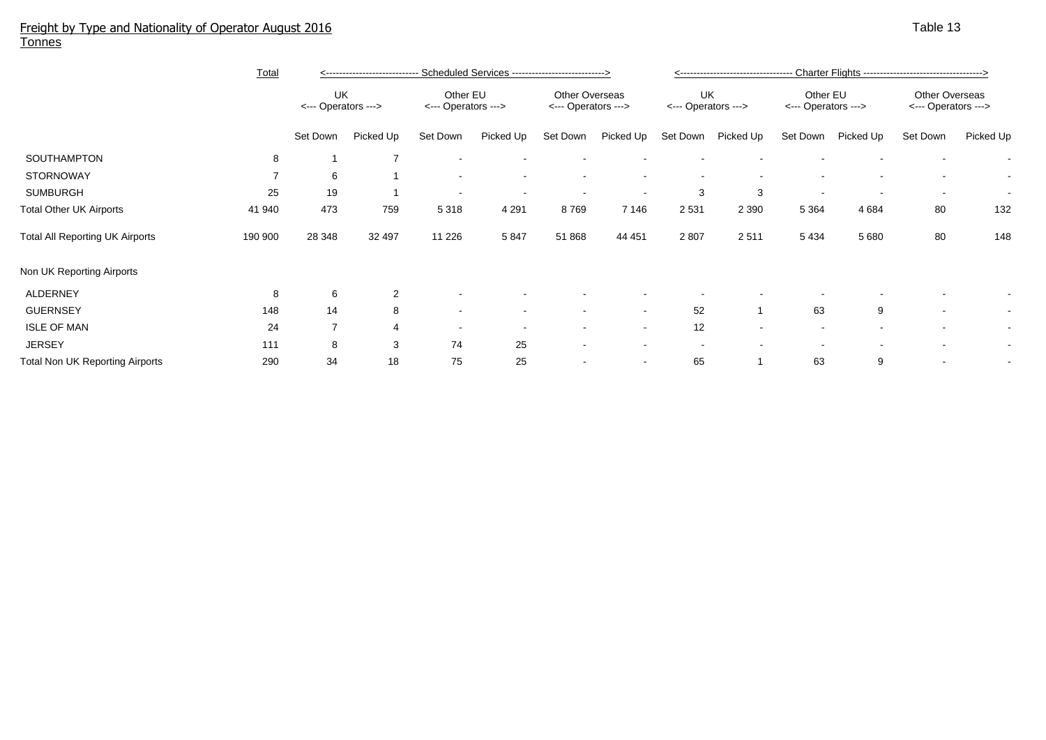## Freight by Type and Nationality of Operator August 2016
Tonnes

Table 13

| | Total | Scheduled Services | | | | | | Charter Flights | | | | | |
|---|---|---|---|---|---|---|---|---|---|---|---|---|---|
| | | UK <--- Operators ---> | | Other EU <--- Operators ---> | | Other Overseas <--- Operators ---> | | UK <--- Operators ---> | | Other EU <--- Operators ---> | | Other Overseas <--- Operators ---> | |
| | | Set Down | Picked Up | Set Down | Picked Up | Set Down | Picked Up | Set Down | Picked Up | Set Down | Picked Up | Set Down | Picked Up |
| SOUTHAMPTON | 8 | 1 | 7 | - | - | - | - | - | - | - | - | - | - |
| STORNOWAY | 7 | 6 | 1 | - | - | - | - | - | - | - | - | - | - |
| SUMBURGH | 25 | 19 | 1 | - | - | - | - | 3 | 3 | - | - | - | - |
| Total Other UK Airports | 41 940 | 473 | 759 | 5 318 | 4 291 | 8 769 | 7 146 | 2 531 | 2 390 | 5 364 | 4 684 | 80 | 132 |
| Total All Reporting UK Airports | 190 900 | 28 348 | 32 497 | 11 226 | 5 847 | 51 868 | 44 451 | 2 807 | 2 511 | 5 434 | 5 680 | 80 | 148 |
| Non UK Reporting Airports | | | | | | | | | | | | | |
| ALDERNEY | 8 | 6 | 2 | - | - | - | - | - | - | - | - | - | - |
| GUERNSEY | 148 | 14 | 8 | - | - | - | - | 52 | 1 | 63 | 9 | - | - |
| ISLE OF MAN | 24 | 7 | 4 | - | - | - | - | 12 | - | - | - | - | - |
| JERSEY | 111 | 8 | 3 | 74 | 25 | - | - | - | - | - | - | - | - |
| Total Non UK Reporting Airports | 290 | 34 | 18 | 75 | 25 | - | - | 65 | 1 | 63 | 9 | - | - |